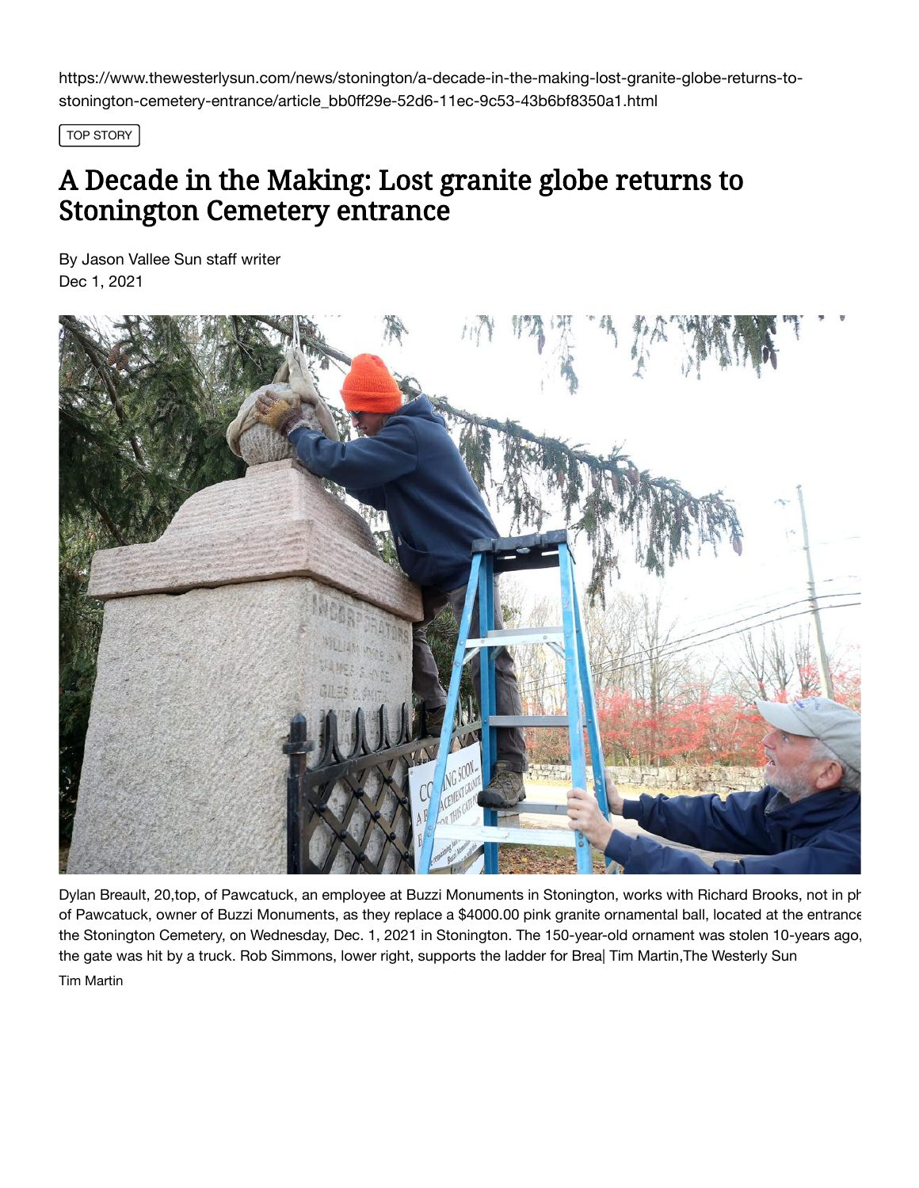https://www.thewesterlysun.com/news/stonington/a-decade-in-the-making-lost-granite-globe-returns-to-stonington-cemetery-entrance/article_bb0ff29e-52d6-11ec-9c53-43b6bf8350a1.html

TOP STORY

# A Decade in the Making: Lost granite globe returns to Stonington Cemetery entrance

By Jason Vallee Sun staff writer
Dec 1, 2021

Dylan Breault, 20,top, of Pawcatuck, an employee at Buzzi Monuments in Stonington, works with Richard Brooks, not in ph of Pawcatuck, owner of Buzzi Monuments, as they replace a $4000.00 pink granite ornamental ball, located at the entrance the Stonington Cemetery, on Wednesday, Dec. 1, 2021 in Stonington. The 150-year-old ornament was stolen 10-years ago, the gate was hit by a truck. Rob Simmons, lower right, supports the ladder for Brea| Tim Martin,The Westerly Sun

Tim Martin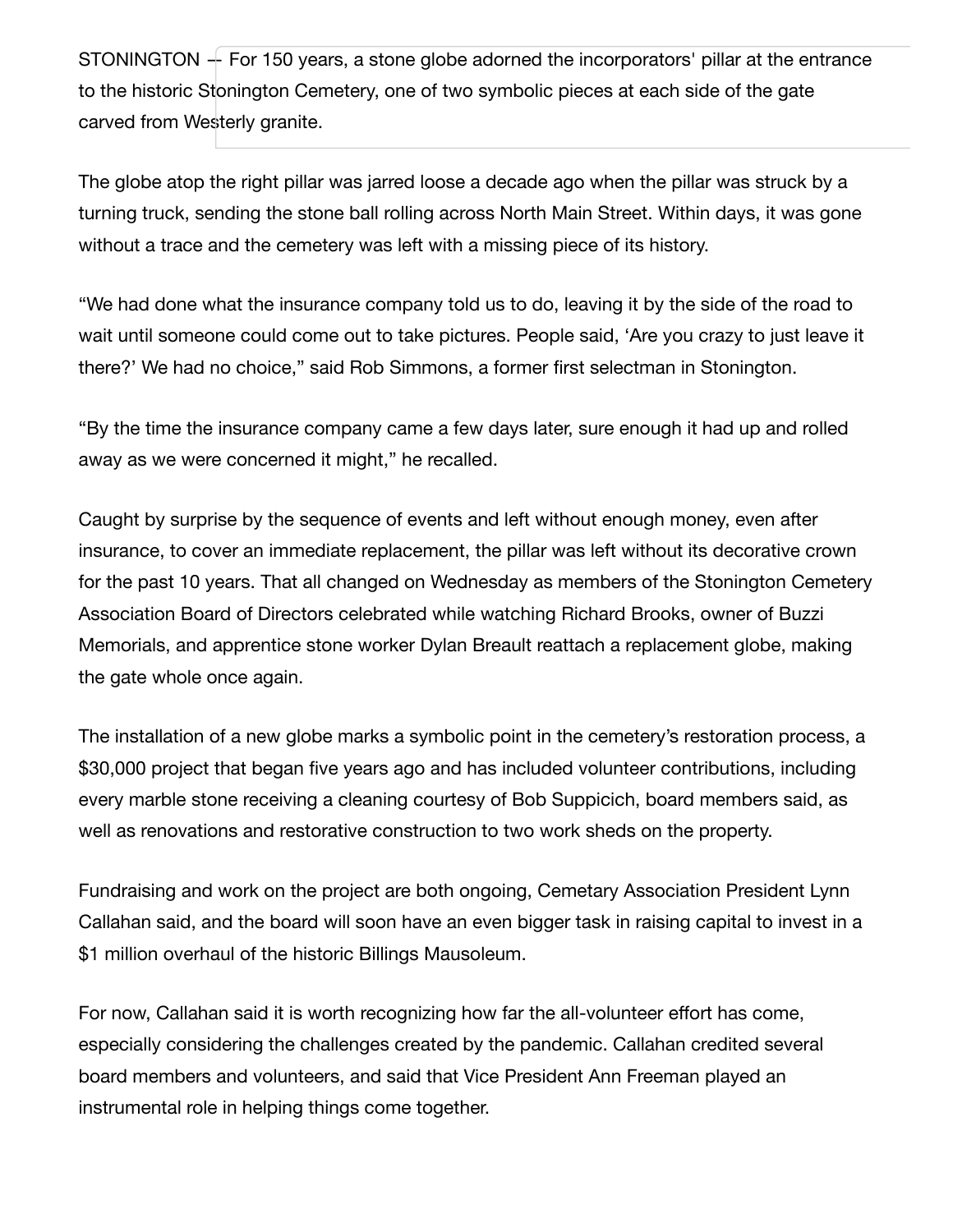STONINGTON -- For 150 years, a stone globe adorned the incorporators' pillar at the entrance to the historic Stonington Cemetery, one of two symbolic pieces at each side of the gate carved from Westerly granite.

The globe atop the right pillar was jarred loose a decade ago when the pillar was struck by a turning truck, sending the stone ball rolling across North Main Street. Within days, it was gone without a trace and the cemetery was left with a missing piece of its history.

“We had done what the insurance company told us to do, leaving it by the side of the road to wait until someone could come out to take pictures. People said, ‘Are you crazy to just leave it there?’ We had no choice,” said Rob Simmons, a former first selectman in Stonington.

“By the time the insurance company came a few days later, sure enough it had up and rolled away as we were concerned it might,” he recalled.

Caught by surprise by the sequence of events and left without enough money, even after insurance, to cover an immediate replacement, the pillar was left without its decorative crown for the past 10 years. That all changed on Wednesday as members of the Stonington Cemetery Association Board of Directors celebrated while watching Richard Brooks, owner of Buzzi Memorials, and apprentice stone worker Dylan Breault reattach a replacement globe, making the gate whole once again.

The installation of a new globe marks a symbolic point in the cemetery’s restoration process, a $30,000 project that began five years ago and has included volunteer contributions, including every marble stone receiving a cleaning courtesy of Bob Suppicich, board members said, as well as renovations and restorative construction to two work sheds on the property.

Fundraising and work on the project are both ongoing, Cemetary Association President Lynn Callahan said, and the board will soon have an even bigger task in raising capital to invest in a $1 million overhaul of the historic Billings Mausoleum.

For now, Callahan said it is worth recognizing how far the all-volunteer effort has come, especially considering the challenges created by the pandemic. Callahan credited several board members and volunteers, and said that Vice President Ann Freeman played an instrumental role in helping things come together.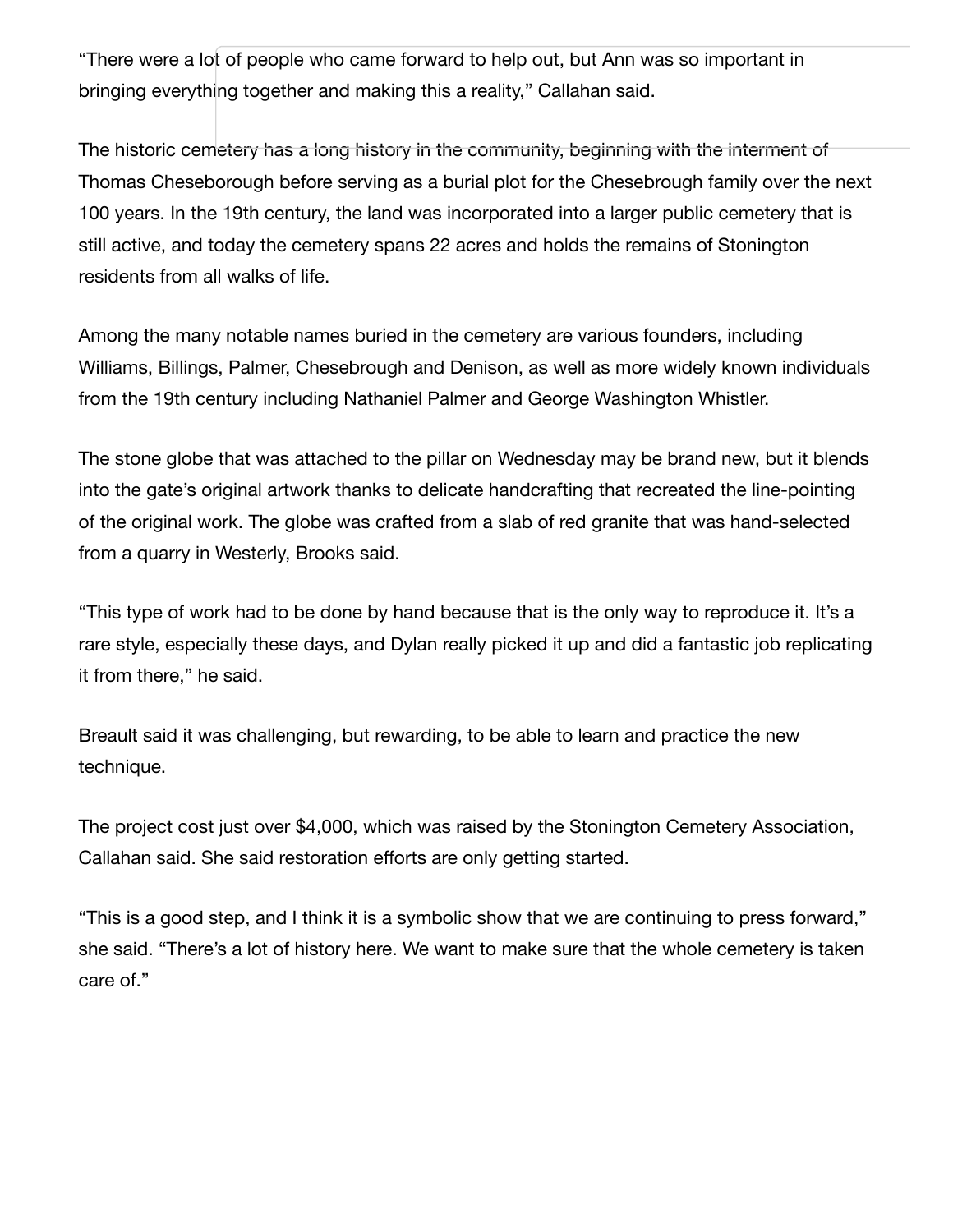“There were a lot of people who came forward to help out, but Ann was so important in bringing everything together and making this a reality,” Callahan said.

The historic cemetery has a long history in the community, beginning with the interment of Thomas Cheseborough before serving as a burial plot for the Chesebrough family over the next 100 years. In the 19th century, the land was incorporated into a larger public cemetery that is still active, and today the cemetery spans 22 acres and holds the remains of Stonington residents from all walks of life.

Among the many notable names buried in the cemetery are various founders, including Williams, Billings, Palmer, Chesebrough and Denison, as well as more widely known individuals from the 19th century including Nathaniel Palmer and George Washington Whistler.

The stone globe that was attached to the pillar on Wednesday may be brand new, but it blends into the gate’s original artwork thanks to delicate handcrafting that recreated the line-pointing of the original work. The globe was crafted from a slab of red granite that was hand-selected from a quarry in Westerly, Brooks said.

“This type of work had to be done by hand because that is the only way to reproduce it. It’s a rare style, especially these days, and Dylan really picked it up and did a fantastic job replicating it from there,” he said.

Breault said it was challenging, but rewarding, to be able to learn and practice the new technique.

The project cost just over $4,000, which was raised by the Stonington Cemetery Association, Callahan said. She said restoration efforts are only getting started.

“This is a good step, and I think it is a symbolic show that we are continuing to press forward,” she said. “There’s a lot of history here. We want to make sure that the whole cemetery is taken care of.”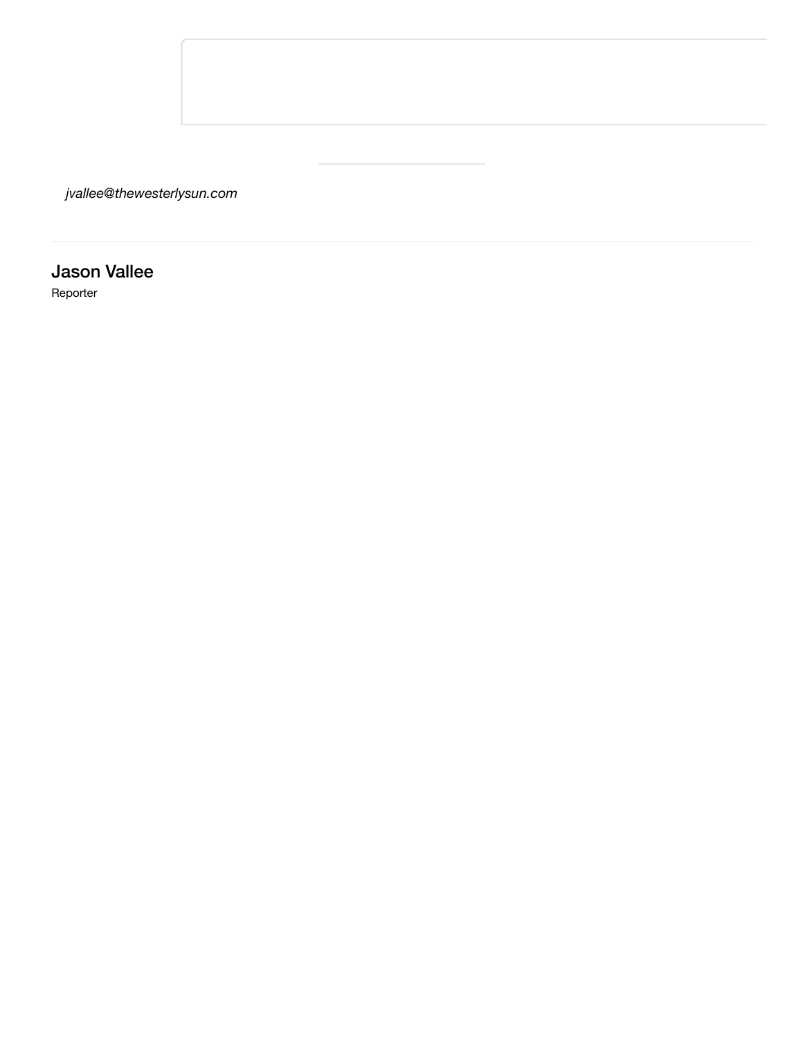*jvallee@thewesterlysun.com*

---

**Jason Vallee**

Reporter